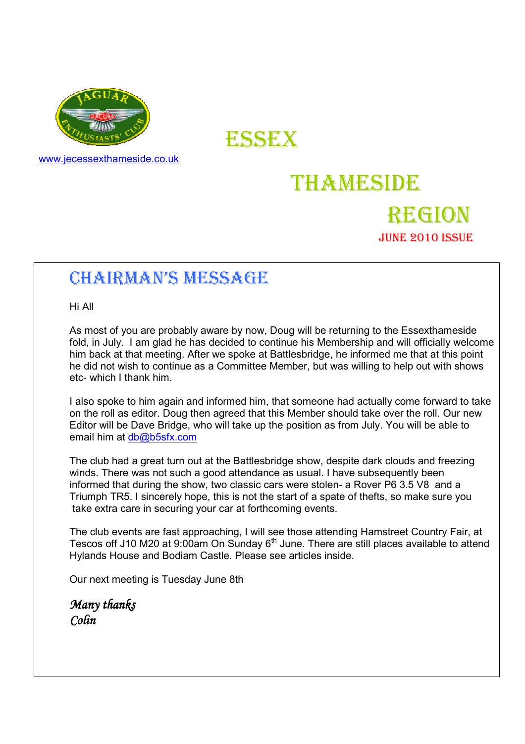www.jecessexthameside.co.uk

# ESSEX THAMESIDE REGION

JUNE 2010 ISSUE

## CHAIRMAN'S MESSAGE

Hi All

As most of you are probably aware by now, Doug will be returning to the Essexthameside fold, in July. I am glad he has decided to continue his Membership and will officially welcome him back at that meeting. After we spoke at Battlesbridge, he informed me that at this point he did not wish to continue as a Committee Member, but was willing to help out with shows etc- which I thank him.

I also spoke to him again and informed him, that someone had actually come forward to take on the roll as editor. Doug then agreed that this Member should take over the roll. Our new Editor will be Dave Bridge, who will take up the position as from July. You will be able to email him at db@b5sfx.com

The club had a great turn out at the Battlesbridge show, despite dark clouds and freezing winds. There was not such a good attendance as usual. I have subsequently been informed that during the show, two classic cars were stolen- a Rover P6 3.5 V8 and a Triumph TR5. I sincerely hope, this is not the start of a spate of thefts, so make sure you take extra care in securing your car at forthcoming events.

The club events are fast approaching, I will see those attending Hamstreet Country Fair, at Tescos off J10 M20 at 9:00am On Sunday 6th June. There are still places available to attend Hylands House and Bodiam Castle. Please see articles inside.

Our next meeting is Tuesday June 8th

*Many thanks*
*Colin*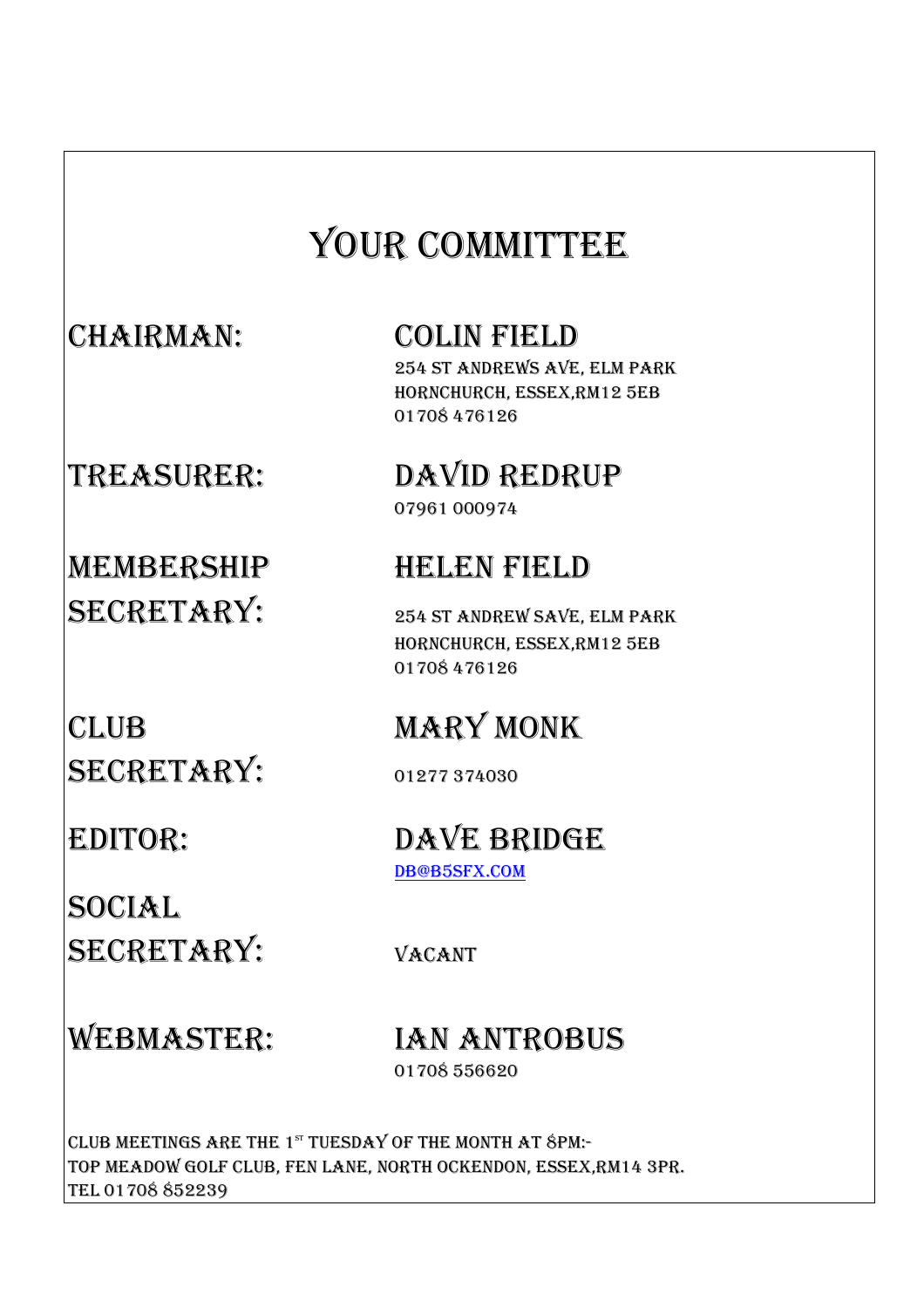# YOUR COMMITTEE

| | |
|---|---|
| **CHAIRMAN:** | **COLIN FIELD**<br>254 ST ANDREWS AVE, ELM PARK<br>HORNCHURCH, ESSEX,RM12 5EB<br>01708 476126 |
| **TREASURER:** | **DAVID REDRUP**<br>07961 000974 |
| **MEMBERSHIP SECRETARY:** | **HELEN FIELD**<br>254 ST ANDREW SAVE, ELM PARK<br>HORNCHURCH, ESSEX,RM12 5EB<br>01708 476126 |
| **CLUB SECRETARY:** | **MARY MONK**<br>01277 374030 |
| **EDITOR:** | **DAVE BRIDGE**<br>DB@B5SFX.COM |
| **SOCIAL SECRETARY:** | VACANT |
| **WEBMASTER:** | **IAN ANTROBUS**<br>01708 556620 |

CLUB MEETINGS ARE THE 1ST TUESDAY OF THE MONTH AT 8PM:-
TOP MEADOW GOLF CLUB, FEN LANE, NORTH OCKENDON, ESSEX,RM14 3PR.
TEL 01708 852239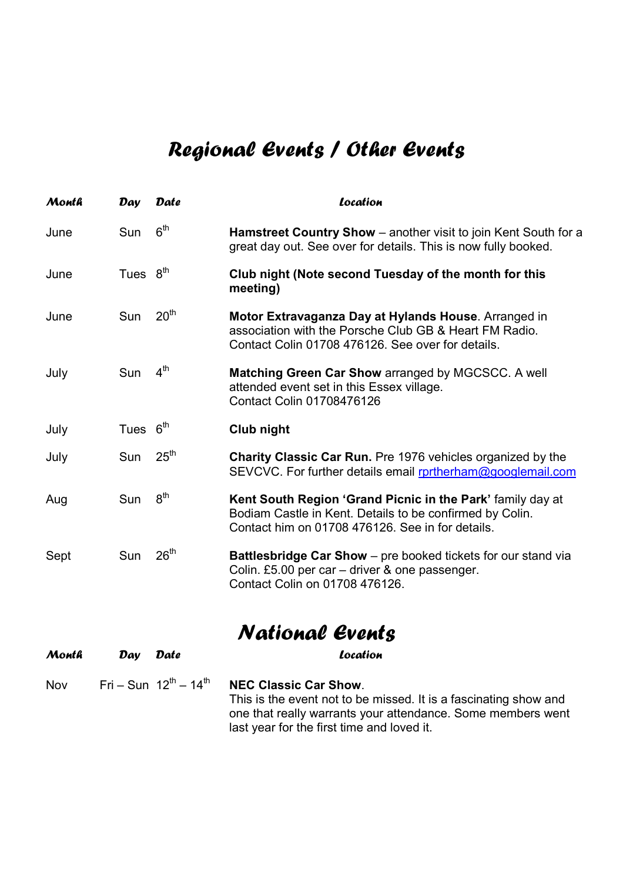# Regional Events / Other Events

| Month | Day | Date | Location |
| --- | --- | --- | --- |
| June | Sun | 6th | **Hamstreet Country Show** – another visit to join Kent South for a great day out. See over for details. This is now fully booked. |
| June | Tues | 8th | **Club night (Note second Tuesday of the month for this meeting)** |
| June | Sun | 20th | **Motor Extravaganza Day at Hylands House**. Arranged in association with the Porsche Club GB & Heart FM Radio. Contact Colin 01708 476126. See over for details. |
| July | Sun | 4th | **Matching Green Car Show** arranged by MGCSCC. A well attended event set in this Essex village. Contact Colin 01708476126 |
| July | Tues | 6th | **Club night** |
| July | Sun | 25th | **Charity Classic Car Run.** Pre 1976 vehicles organized by the SEVCVC. For further details email rprtherham@googlemail.com |
| Aug | Sun | 8th | **Kent South Region 'Grand Picnic in the Park'** family day at Bodiam Castle in Kent. Details to be confirmed by Colin. Contact him on 01708 476126. See in for details. |
| Sept | Sun | 26th | **Battlesbridge Car Show** – pre booked tickets for our stand via Colin. £5.00 per car – driver & one passenger. Contact Colin on 01708 476126. |

# National Events

| Month | Day | Date | Location |
| --- | --- | --- | --- |
| Nov | Fri – Sun | 12th – 14th | **NEC Classic Car Show**. This is the event not to be missed. It is a fascinating show and one that really warrants your attendance. Some members went last year for the first time and loved it. |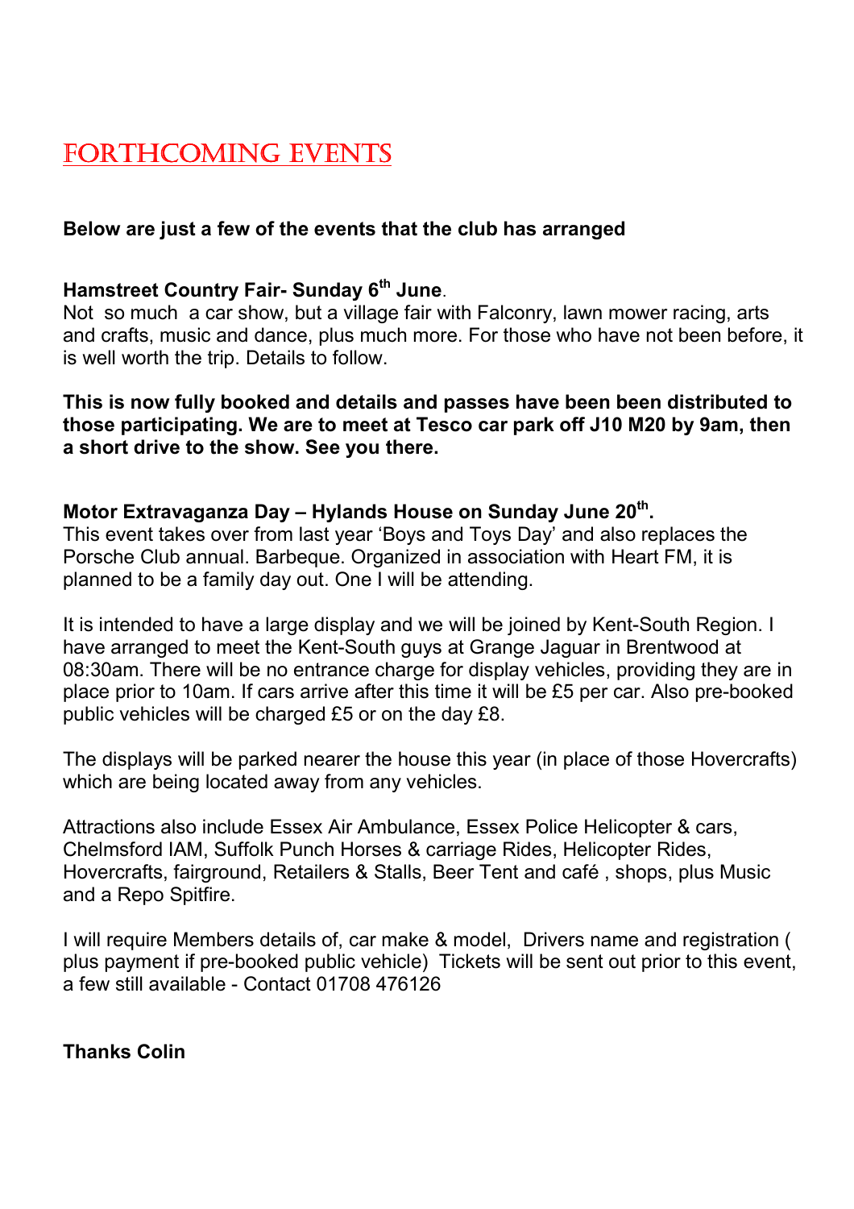# FORTHCOMING EVENTS

**Below are just a few of the events that the club has arranged**

**Hamstreet Country Fair- Sunday 6th June**.
Not so much a car show, but a village fair with Falconry, lawn mower racing, arts and crafts, music and dance, plus much more. For those who have not been before, it is well worth the trip. Details to follow.

**This is now fully booked and details and passes have been been distributed to those participating. We are to meet at Tesco car park off J10 M20 by 9am, then a short drive to the show. See you there.**

**Motor Extravaganza Day – Hylands House on Sunday June 20th.**
This event takes over from last year 'Boys and Toys Day' and also replaces the Porsche Club annual. Barbeque. Organized in association with Heart FM, it is planned to be a family day out. One I will be attending.

It is intended to have a large display and we will be joined by Kent-South Region. I have arranged to meet the Kent-South guys at Grange Jaguar in Brentwood at 08:30am. There will be no entrance charge for display vehicles, providing they are in place prior to 10am. If cars arrive after this time it will be £5 per car. Also pre-booked public vehicles will be charged £5 or on the day £8.

The displays will be parked nearer the house this year (in place of those Hovercrafts) which are being located away from any vehicles.

Attractions also include Essex Air Ambulance, Essex Police Helicopter & cars, Chelmsford IAM, Suffolk Punch Horses & carriage Rides, Helicopter Rides, Hovercrafts, fairground, Retailers & Stalls, Beer Tent and café , shops, plus Music and a Repo Spitfire.

I will require Members details of, car make & model, Drivers name and registration ( plus payment if pre-booked public vehicle) Tickets will be sent out prior to this event, a few still available - Contact 01708 476126

**Thanks Colin**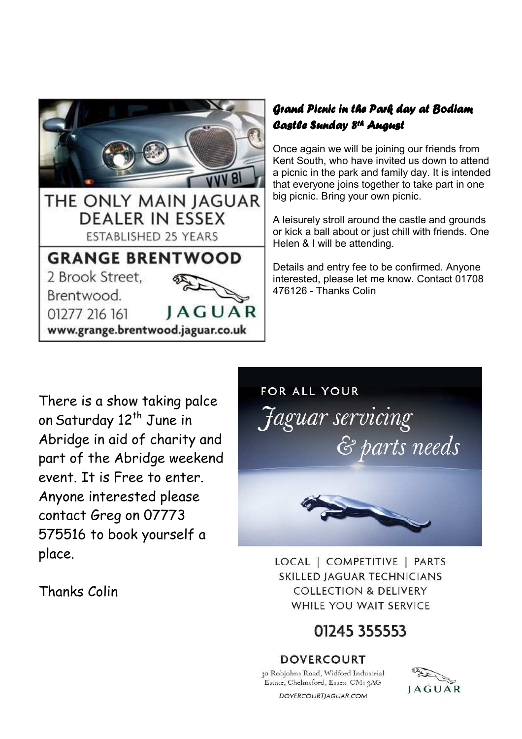THE ONLY MAIN JAGUAR DEALER IN ESSEX

ESTABLISHED 25 YEARS

**GRANGE BRENTWOOD**

2 Brook Street,
Brentwood.
01277 216 161

JAGUAR

www.grange.brentwood.jaguar.co.uk

### *Grand Picnic in the Park day at Bodiam Castle Sunday 8th August*

Once again we will be joining our friends from Kent South, who have invited us down to attend a picnic in the park and family day. It is intended that everyone joins together to take part in one big picnic. Bring your own picnic.

A leisurely stroll around the castle and grounds or kick a ball about or just chill with friends. One Helen & I will be attending.

Details and entry fee to be confirmed. Anyone interested, please let me know. Contact 01708 476126 - Thanks Colin

There is a show taking palce on Saturday 12th June in Abridge in aid of charity and part of the Abridge weekend event. It is Free to enter. Anyone interested please contact Greg on 07773 575516 to book yourself a place.

Thanks Colin

FOR ALL YOUR

*Jaguar servicing & parts needs*

LOCAL | COMPETITIVE | PARTS
SKILLED JAGUAR TECHNICIANS
COLLECTION & DELIVERY
WHILE YOU WAIT SERVICE

**01245 355553**

**DOVERCOURT**

30 Robjohns Road, Widford Industrial Estate, Chelmsford, Essex CM1 3AG

DOVERCOURTJAGUAR.COM

JAGUAR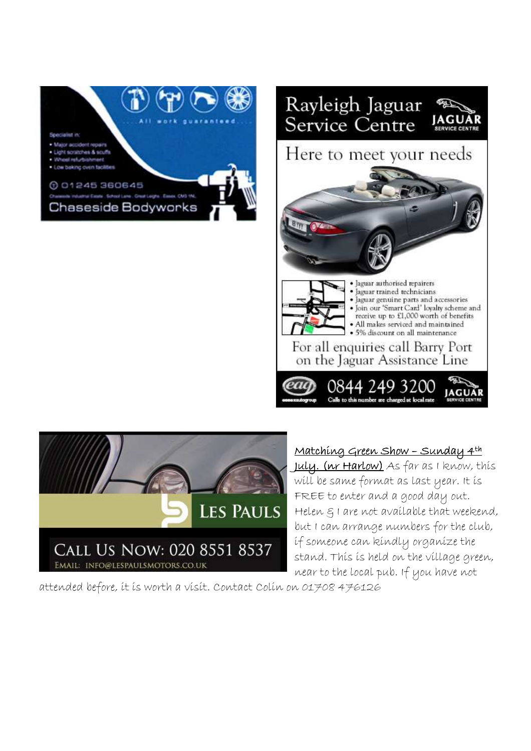Specialist in:

- Major accident repairs
- Light scratches & scuffs
- Wheel refurbishment
- Low baking oven facilities

....All work guaranteed....

01245 360645

Chaseside Industrial Estate · School Lane · Great Leighs · Essex CM3 1NL

Chaseside Bodyworks

# Rayleigh Jaguar Service Centre

JAGUAR SERVICE CENTRE

## Here to meet your needs

- Jaguar authorised repairers
- Jaguar trained technicians
- Jaguar genuine parts and accessories
- Join our 'Smart Card' loyalty scheme and receive up to £1,000 worth of benefits
- All makes serviced and maintained
- 5% discount on all maintenance

For all enquiries call Barry Port on the Jaguar Assistance Line

eag essexautogroup 0844 249 3200 Calls to this number are charged at local rate

JAGUAR SERVICE CENTRE

LES PAULS

CALL US NOW: 020 8551 8537

EMAIL: INFO@LESPAULSMOTORS.CO.UK

Matching Green Show – Sunday 4th July. (nr Harlow) As far as I know, this will be same format as last year. It is FREE to enter and a good day out. Helen & I are not available that weekend, but I can arrange numbers for the club, if someone can kindly organize the stand. This is held on the village green, near to the local pub. If you have not attended before, it is worth a visit. Contact Colin on 01708 476126